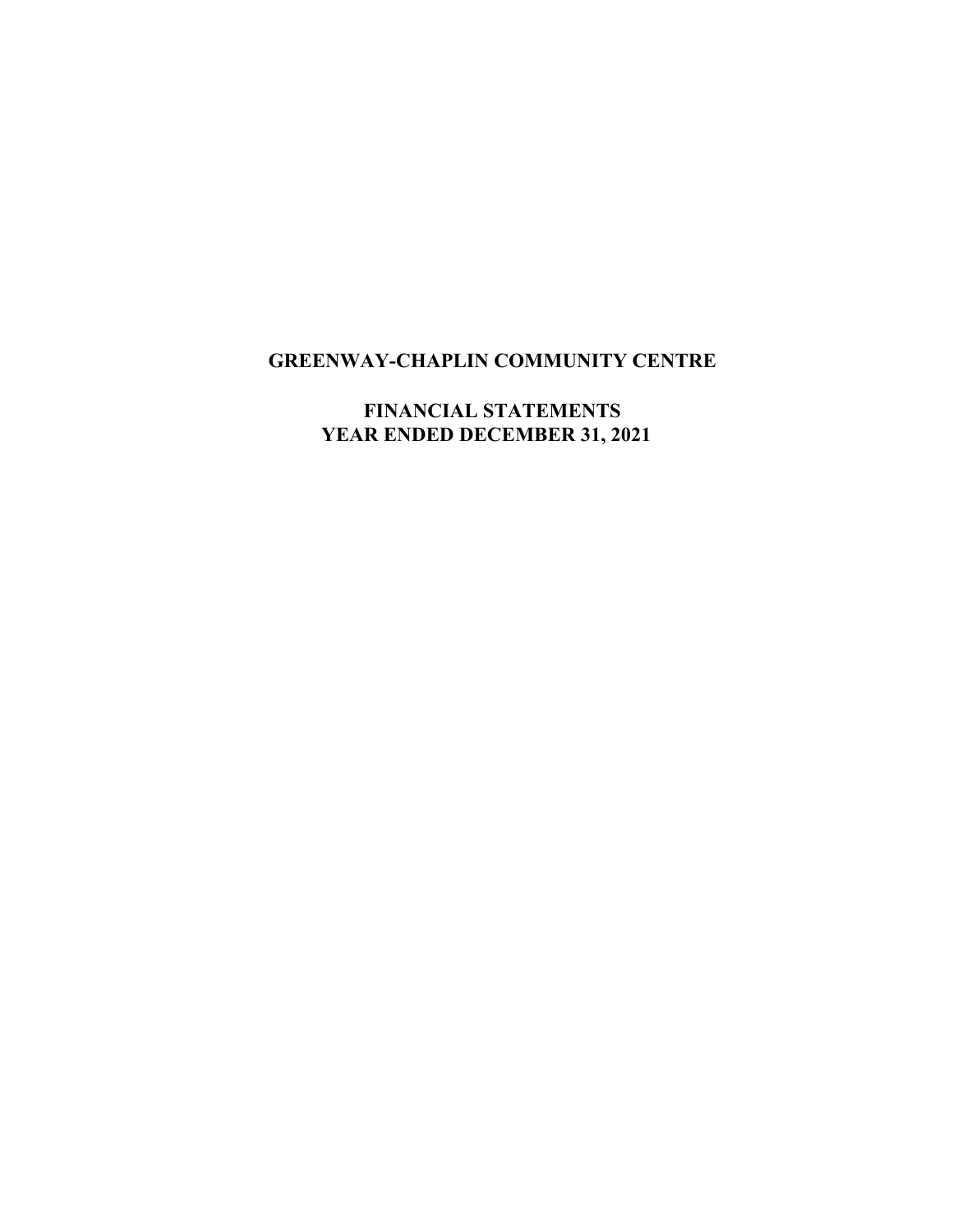# GREENWAY-CHAPLIN COMMUNITY CENTRE

## FINANCIAL STATEMENTS
## YEAR ENDED DECEMBER 31, 2021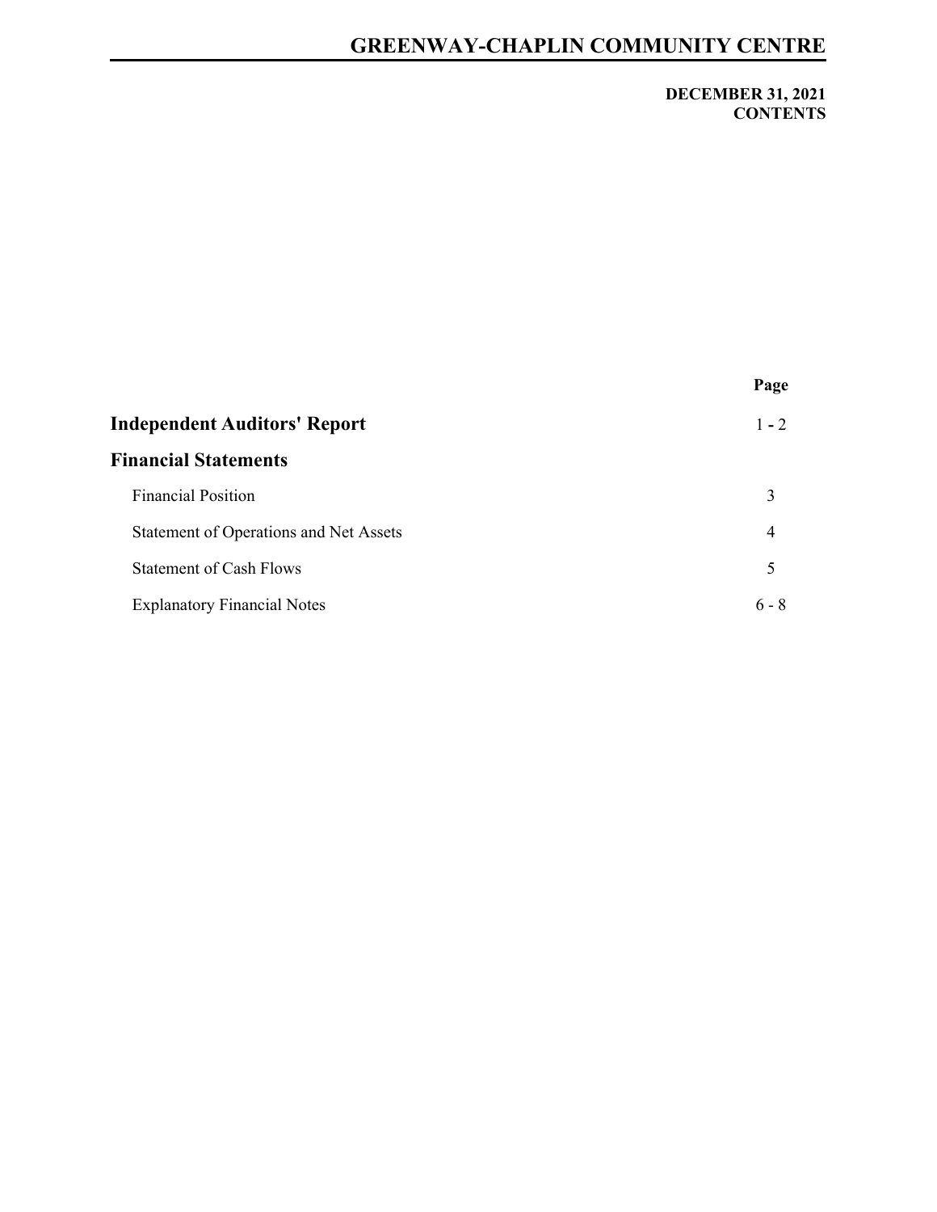# GREENWAY-CHAPLIN COMMUNITY CENTRE

**DECEMBER 31, 2021**
**CONTENTS**

| | Page |
|---|---|
| **Independent Auditors' Report** | 1 - 2 |
| **Financial Statements** | |
| Financial Position | 3 |
| Statement of Operations and Net Assets | 4 |
| Statement of Cash Flows | 5 |
| Explanatory Financial Notes | 6 - 8 |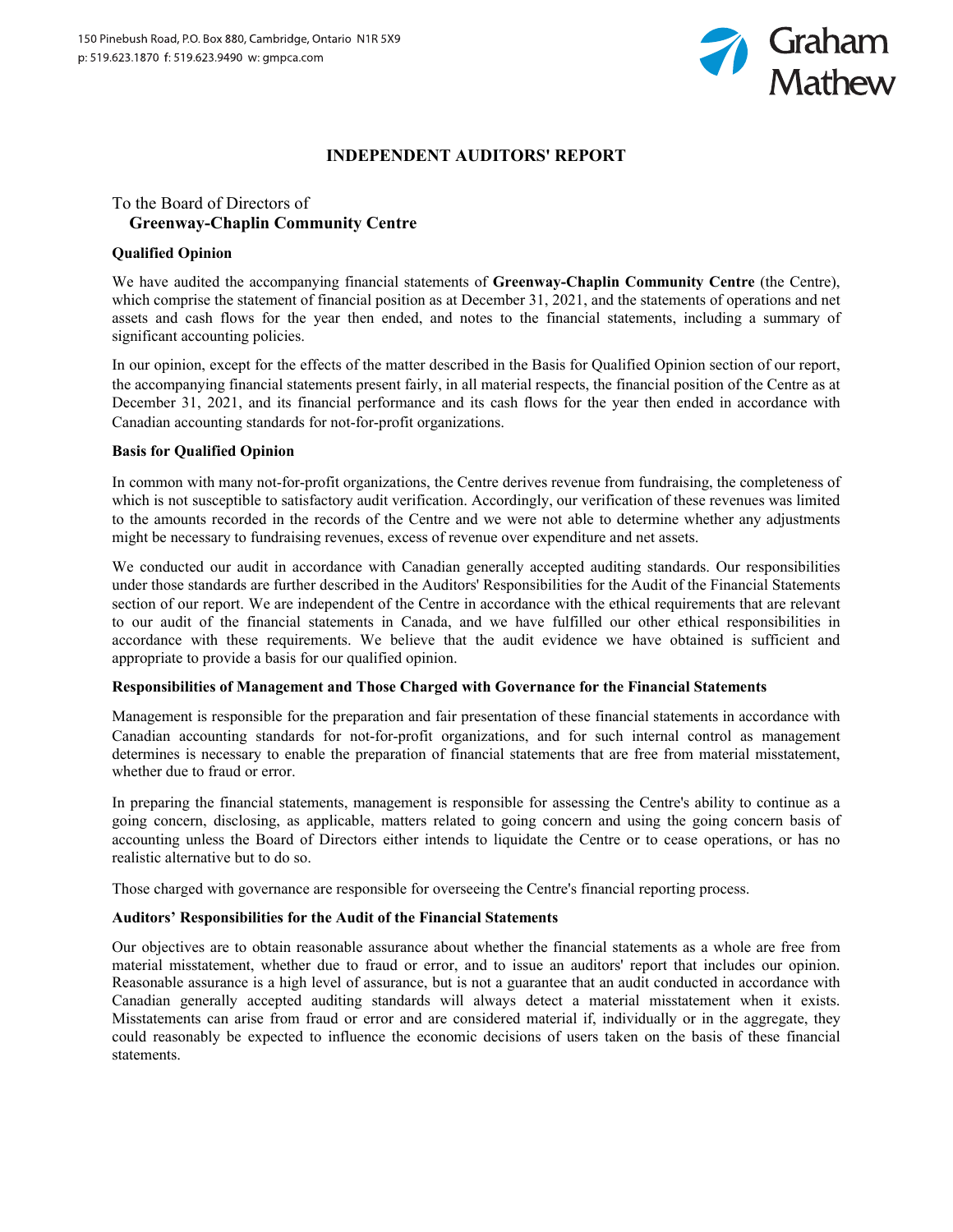150 Pinebush Road, P.O. Box 880, Cambridge, Ontario N1R 5X9
p: 519.623.1870 f: 519.623.9490 w: gmpca.com

Graham Mathew

# INDEPENDENT AUDITORS' REPORT

To the Board of Directors of
**Greenway-Chaplin Community Centre**

**Qualified Opinion**

We have audited the accompanying financial statements of **Greenway-Chaplin Community Centre** (the Centre), which comprise the statement of financial position as at December 31, 2021, and the statements of operations and net assets and cash flows for the year then ended, and notes to the financial statements, including a summary of significant accounting policies.

In our opinion, except for the effects of the matter described in the Basis for Qualified Opinion section of our report, the accompanying financial statements present fairly, in all material respects, the financial position of the Centre as at December 31, 2021, and its financial performance and its cash flows for the year then ended in accordance with Canadian accounting standards for not-for-profit organizations.

**Basis for Qualified Opinion**

In common with many not-for-profit organizations, the Centre derives revenue from fundraising, the completeness of which is not susceptible to satisfactory audit verification. Accordingly, our verification of these revenues was limited to the amounts recorded in the records of the Centre and we were not able to determine whether any adjustments might be necessary to fundraising revenues, excess of revenue over expenditure and net assets.

We conducted our audit in accordance with Canadian generally accepted auditing standards. Our responsibilities under those standards are further described in the Auditors' Responsibilities for the Audit of the Financial Statements section of our report. We are independent of the Centre in accordance with the ethical requirements that are relevant to our audit of the financial statements in Canada, and we have fulfilled our other ethical responsibilities in accordance with these requirements. We believe that the audit evidence we have obtained is sufficient and appropriate to provide a basis for our qualified opinion.

**Responsibilities of Management and Those Charged with Governance for the Financial Statements**

Management is responsible for the preparation and fair presentation of these financial statements in accordance with Canadian accounting standards for not-for-profit organizations, and for such internal control as management determines is necessary to enable the preparation of financial statements that are free from material misstatement, whether due to fraud or error.

In preparing the financial statements, management is responsible for assessing the Centre's ability to continue as a going concern, disclosing, as applicable, matters related to going concern and using the going concern basis of accounting unless the Board of Directors either intends to liquidate the Centre or to cease operations, or has no realistic alternative but to do so.

Those charged with governance are responsible for overseeing the Centre's financial reporting process.

**Auditors' Responsibilities for the Audit of the Financial Statements**

Our objectives are to obtain reasonable assurance about whether the financial statements as a whole are free from material misstatement, whether due to fraud or error, and to issue an auditors' report that includes our opinion. Reasonable assurance is a high level of assurance, but is not a guarantee that an audit conducted in accordance with Canadian generally accepted auditing standards will always detect a material misstatement when it exists. Misstatements can arise from fraud or error and are considered material if, individually or in the aggregate, they could reasonably be expected to influence the economic decisions of users taken on the basis of these financial statements.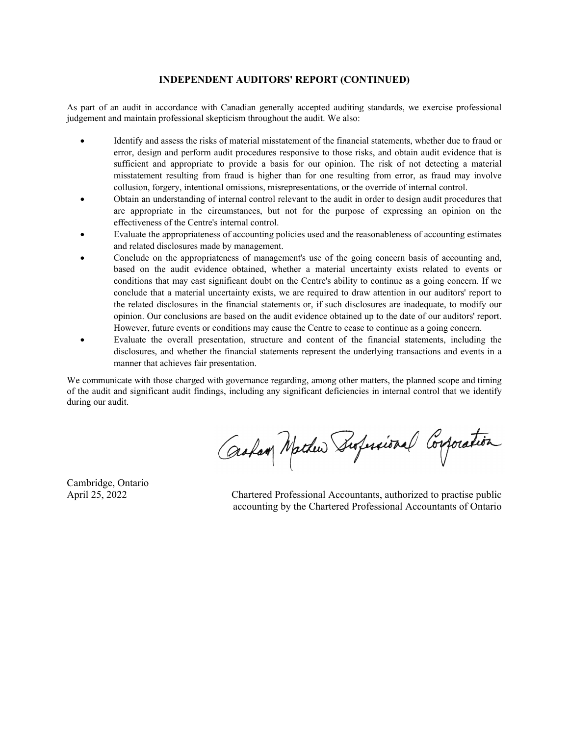## INDEPENDENT AUDITORS' REPORT (CONTINUED)

As part of an audit in accordance with Canadian generally accepted auditing standards, we exercise professional judgement and maintain professional skepticism throughout the audit. We also:

- Identify and assess the risks of material misstatement of the financial statements, whether due to fraud or error, design and perform audit procedures responsive to those risks, and obtain audit evidence that is sufficient and appropriate to provide a basis for our opinion. The risk of not detecting a material misstatement resulting from fraud is higher than for one resulting from error, as fraud may involve collusion, forgery, intentional omissions, misrepresentations, or the override of internal control.
- Obtain an understanding of internal control relevant to the audit in order to design audit procedures that are appropriate in the circumstances, but not for the purpose of expressing an opinion on the effectiveness of the Centre's internal control.
- Evaluate the appropriateness of accounting policies used and the reasonableness of accounting estimates and related disclosures made by management.
- Conclude on the appropriateness of management's use of the going concern basis of accounting and, based on the audit evidence obtained, whether a material uncertainty exists related to events or conditions that may cast significant doubt on the Centre's ability to continue as a going concern. If we conclude that a material uncertainty exists, we are required to draw attention in our auditors' report to the related disclosures in the financial statements or, if such disclosures are inadequate, to modify our opinion. Our conclusions are based on the audit evidence obtained up to the date of our auditors' report. However, future events or conditions may cause the Centre to cease to continue as a going concern.
- Evaluate the overall presentation, structure and content of the financial statements, including the disclosures, and whether the financial statements represent the underlying transactions and events in a manner that achieves fair presentation.

We communicate with those charged with governance regarding, among other matters, the planned scope and timing of the audit and significant audit findings, including any significant deficiencies in internal control that we identify during our audit.

Graham Mathew Professional Corporation

Cambridge, Ontario
April 25, 2022

Chartered Professional Accountants, authorized to practise public accounting by the Chartered Professional Accountants of Ontario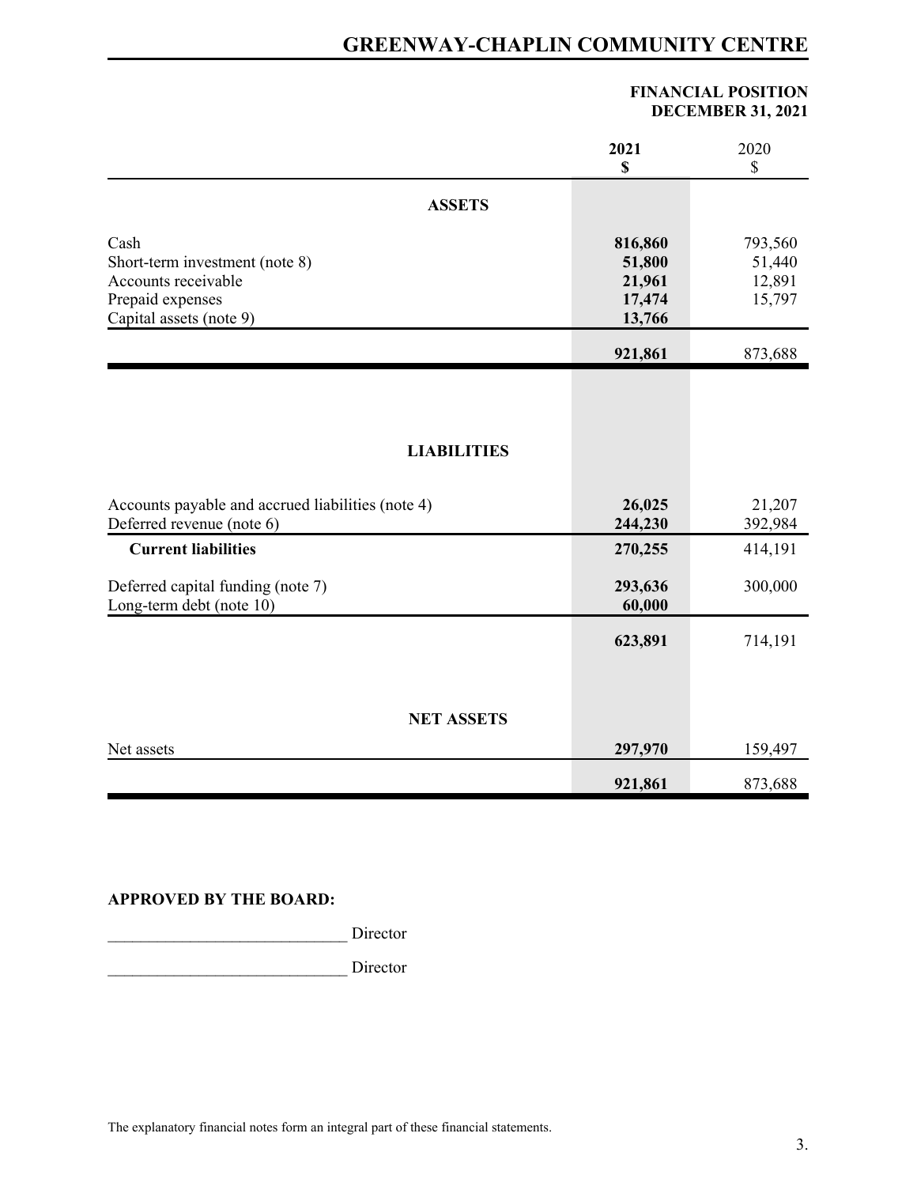# GREENWAY-CHAPLIN COMMUNITY CENTRE

## FINANCIAL POSITION
## DECEMBER 31, 2021

| | 2021 $ | 2020 $ |
|---|---|---|
| **ASSETS** | | |
| Cash | **816,860** | 793,560 |
| Short-term investment (note 8) | **51,800** | 51,440 |
| Accounts receivable | **21,961** | 12,891 |
| Prepaid expenses | **17,474** | 15,797 |
| Capital assets (note 9) | **13,766** | |
| | **921,861** | 873,688 |
| **LIABILITIES** | | |
| Accounts payable and accrued liabilities (note 4) | **26,025** | 21,207 |
| Deferred revenue (note 6) | **244,230** | 392,984 |
| **Current liabilities** | **270,255** | 414,191 |
| Deferred capital funding (note 7) | **293,636** | 300,000 |
| Long-term debt (note 10) | **60,000** | |
| | **623,891** | 714,191 |
| **NET ASSETS** | | |
| Net assets | **297,970** | 159,497 |
| | **921,861** | 873,688 |

**APPROVED BY THE BOARD:**

_____________________________ Director

_____________________________ Director

The explanatory financial notes form an integral part of these financial statements.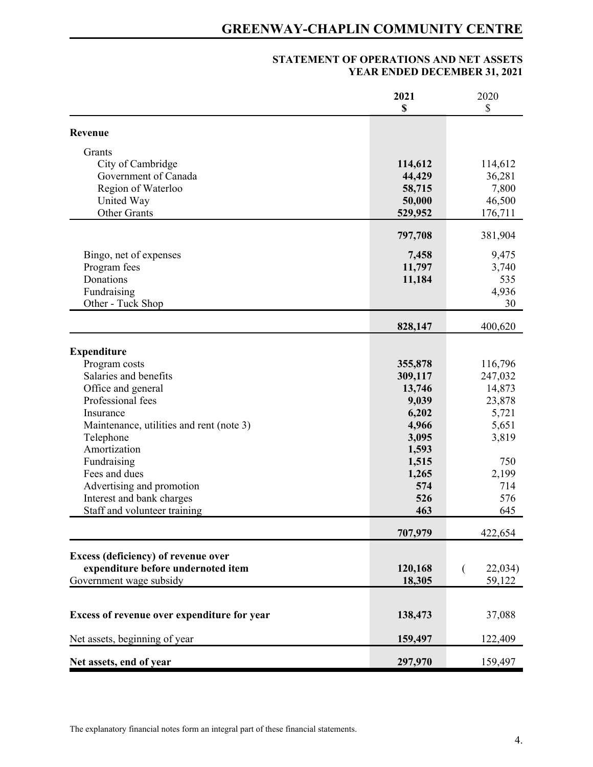# GREENWAY-CHAPLIN COMMUNITY CENTRE

## STATEMENT OF OPERATIONS AND NET ASSETS
## YEAR ENDED DECEMBER 31, 2021

| | **2021** **$** | 2020 $ |
|---|---|---|
| **Revenue** | | |
| Grants | | |
| City of Cambridge | **114,612** | 114,612 |
| Government of Canada | **44,429** | 36,281 |
| Region of Waterloo | **58,715** | 7,800 |
| United Way | **50,000** | 46,500 |
| Other Grants | **529,952** | 176,711 |
| | **797,708** | 381,904 |
| Bingo, net of expenses | **7,458** | 9,475 |
| Program fees | **11,797** | 3,740 |
| Donations | **11,184** | 535 |
| Fundraising | | 4,936 |
| Other - Tuck Shop | | 30 |
| | **828,147** | 400,620 |
| **Expenditure** | | |
| Program costs | **355,878** | 116,796 |
| Salaries and benefits | **309,117** | 247,032 |
| Office and general | **13,746** | 14,873 |
| Professional fees | **9,039** | 23,878 |
| Insurance | **6,202** | 5,721 |
| Maintenance, utilities and rent (note 3) | **4,966** | 5,651 |
| Telephone | **3,095** | 3,819 |
| Amortization | **1,593** | |
| Fundraising | **1,515** | 750 |
| Fees and dues | **1,265** | 2,199 |
| Advertising and promotion | **574** | 714 |
| Interest and bank charges | **526** | 576 |
| Staff and volunteer training | **463** | 645 |
| | **707,979** | 422,654 |
| **Excess (deficiency) of revenue over expenditure before undernoted item** | **120,168** | ( 22,034) |
| Government wage subsidy | **18,305** | 59,122 |
| **Excess of revenue over expenditure for year** | **138,473** | 37,088 |
| Net assets, beginning of year | **159,497** | 122,409 |
| **Net assets, end of year** | **297,970** | 159,497 |

The explanatory financial notes form an integral part of these financial statements.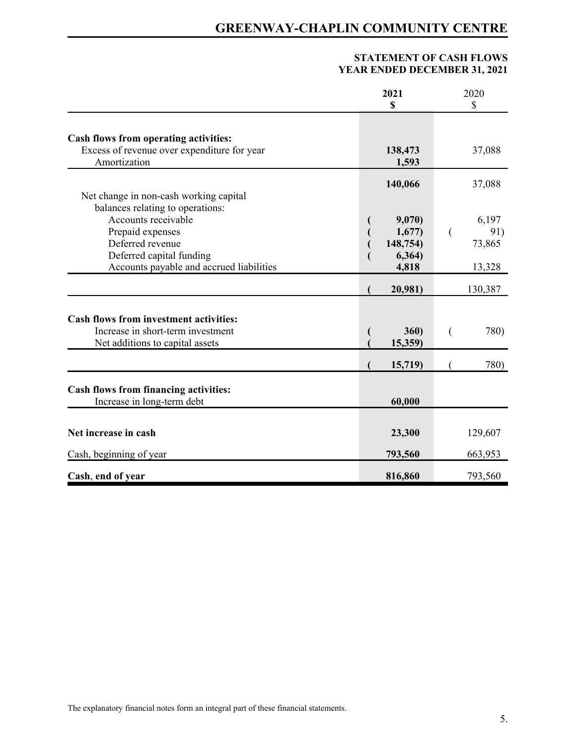# GREENWAY-CHAPLIN COMMUNITY CENTRE

## STATEMENT OF CASH FLOWS
## YEAR ENDED DECEMBER 31, 2021

| | 2021<br>$ | 2020<br>$ |
|---|---|---|
| **Cash flows from operating activities:** | | |
| Excess of revenue over expenditure for year | **138,473** | 37,088 |
| Amortization | **1,593** | |
| | **140,066** | 37,088 |
| Net change in non-cash working capital balances relating to operations: | | |
| Accounts receivable | **( 9,070)** | 6,197 |
| Prepaid expenses | **( 1,677)** | ( 91) |
| Deferred revenue | **( 148,754)** | 73,865 |
| Deferred capital funding | **( 6,364)** | |
| Accounts payable and accrued liabilities | **4,818** | 13,328 |
| | **( 20,981)** | 130,387 |
| **Cash flows from investment activities:** | | |
| Increase in short-term investment | **( 360)** | ( 780) |
| Net additions to capital assets | **( 15,359)** | |
| | **( 15,719)** | ( 780) |
| **Cash flows from financing activities:** | | |
| Increase in long-term debt | **60,000** | |
| **Net increase in cash** | **23,300** | 129,607 |
| Cash, beginning of year | **793,560** | 663,953 |
| **Cash, end of year** | **816,860** | 793,560 |

The explanatory financial notes form an integral part of these financial statements.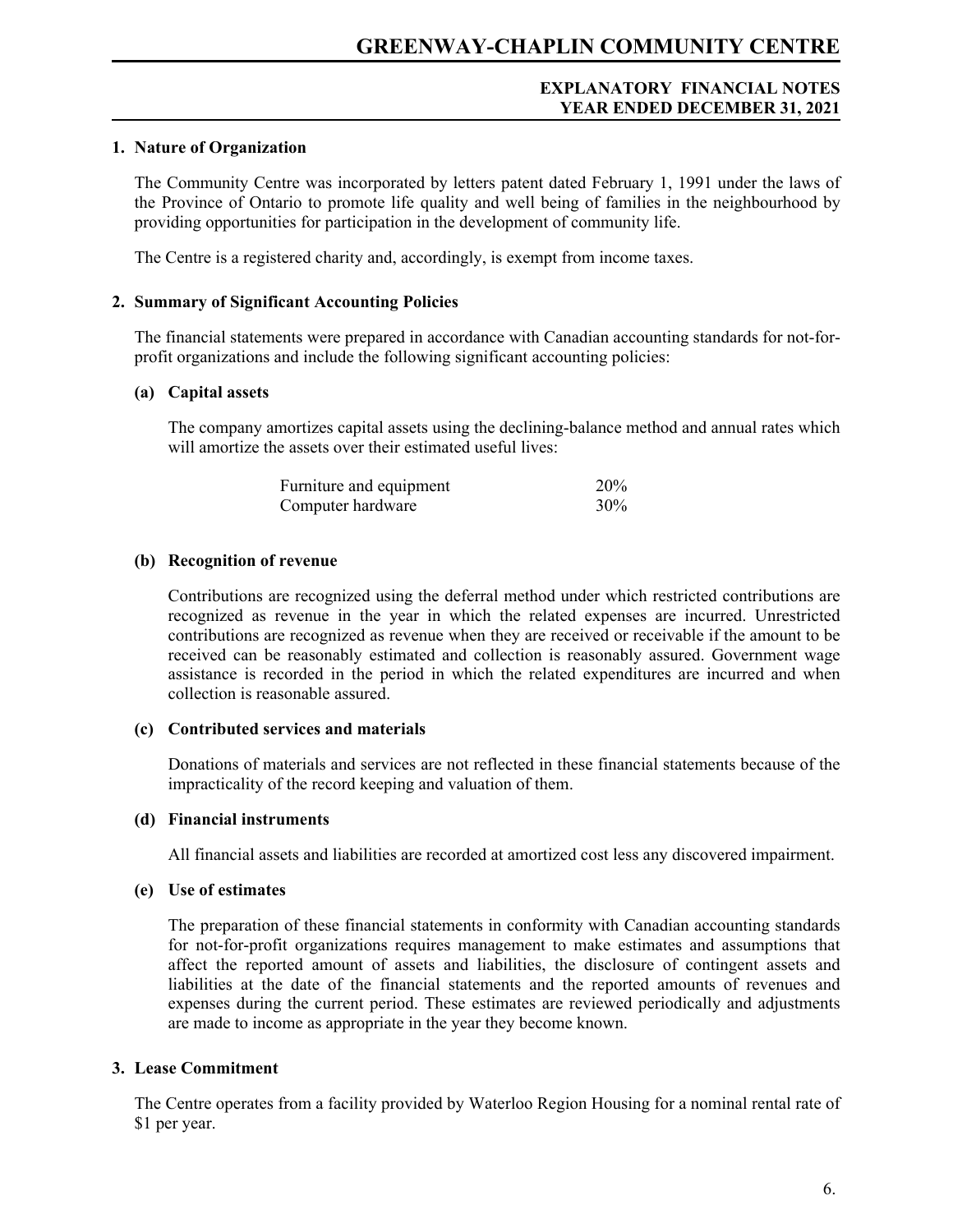# GREENWAY-CHAPLIN COMMUNITY CENTRE

## EXPLANATORY FINANCIAL NOTES
## YEAR ENDED DECEMBER 31, 2021

### 1. Nature of Organization

The Community Centre was incorporated by letters patent dated February 1, 1991 under the laws of the Province of Ontario to promote life quality and well being of families in the neighbourhood by providing opportunities for participation in the development of community life.

The Centre is a registered charity and, accordingly, is exempt from income taxes.

### 2. Summary of Significant Accounting Policies

The financial statements were prepared in accordance with Canadian accounting standards for not-for-profit organizations and include the following significant accounting policies:

#### (a) Capital assets

The company amortizes capital assets using the declining-balance method and annual rates which will amortize the assets over their estimated useful lives:

| | |
|---|---|
| Furniture and equipment | 20% |
| Computer hardware | 30% |

#### (b) Recognition of revenue

Contributions are recognized using the deferral method under which restricted contributions are recognized as revenue in the year in which the related expenses are incurred. Unrestricted contributions are recognized as revenue when they are received or receivable if the amount to be received can be reasonably estimated and collection is reasonably assured. Government wage assistance is recorded in the period in which the related expenditures are incurred and when collection is reasonable assured.

#### (c) Contributed services and materials

Donations of materials and services are not reflected in these financial statements because of the impracticality of the record keeping and valuation of them.

#### (d) Financial instruments

All financial assets and liabilities are recorded at amortized cost less any discovered impairment.

#### (e) Use of estimates

The preparation of these financial statements in conformity with Canadian accounting standards for not-for-profit organizations requires management to make estimates and assumptions that affect the reported amount of assets and liabilities, the disclosure of contingent assets and liabilities at the date of the financial statements and the reported amounts of revenues and expenses during the current period. These estimates are reviewed periodically and adjustments are made to income as appropriate in the year they become known.

### 3. Lease Commitment

The Centre operates from a facility provided by Waterloo Region Housing for a nominal rental rate of $1 per year.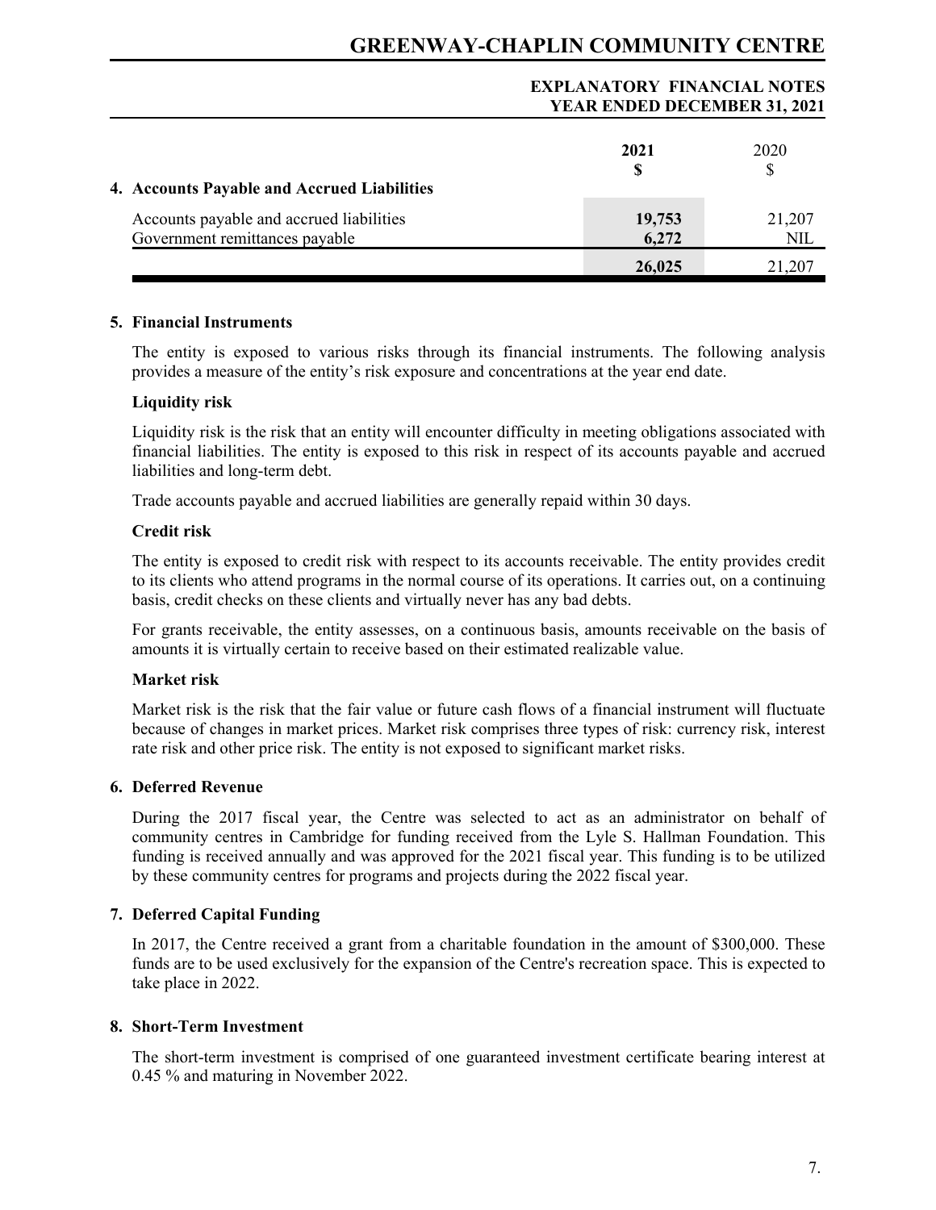## EXPLANATORY FINANCIAL NOTES
## YEAR ENDED DECEMBER 31, 2021

| | 2021 | 2020 |
|---|---|---|
| | **$** | $ |
| **4. Accounts Payable and Accrued Liabilities** | | |
| Accounts payable and accrued liabilities | **19,753** | 21,207 |
| Government remittances payable | **6,272** | NIL |
| | **26,025** | 21,207 |

**5. Financial Instruments**

The entity is exposed to various risks through its financial instruments. The following analysis provides a measure of the entity's risk exposure and concentrations at the year end date.

**Liquidity risk**

Liquidity risk is the risk that an entity will encounter difficulty in meeting obligations associated with financial liabilities. The entity is exposed to this risk in respect of its accounts payable and accrued liabilities and long-term debt.

Trade accounts payable and accrued liabilities are generally repaid within 30 days.

**Credit risk**

The entity is exposed to credit risk with respect to its accounts receivable. The entity provides credit to its clients who attend programs in the normal course of its operations. It carries out, on a continuing basis, credit checks on these clients and virtually never has any bad debts.

For grants receivable, the entity assesses, on a continuous basis, amounts receivable on the basis of amounts it is virtually certain to receive based on their estimated realizable value.

**Market risk**

Market risk is the risk that the fair value or future cash flows of a financial instrument will fluctuate because of changes in market prices. Market risk comprises three types of risk: currency risk, interest rate risk and other price risk. The entity is not exposed to significant market risks.

**6. Deferred Revenue**

During the 2017 fiscal year, the Centre was selected to act as an administrator on behalf of community centres in Cambridge for funding received from the Lyle S. Hallman Foundation. This funding is received annually and was approved for the 2021 fiscal year. This funding is to be utilized by these community centres for programs and projects during the 2022 fiscal year.

**7. Deferred Capital Funding**

In 2017, the Centre received a grant from a charitable foundation in the amount of $300,000. These funds are to be used exclusively for the expansion of the Centre's recreation space. This is expected to take place in 2022.

**8. Short-Term Investment**

The short-term investment is comprised of one guaranteed investment certificate bearing interest at 0.45 % and maturing in November 2022.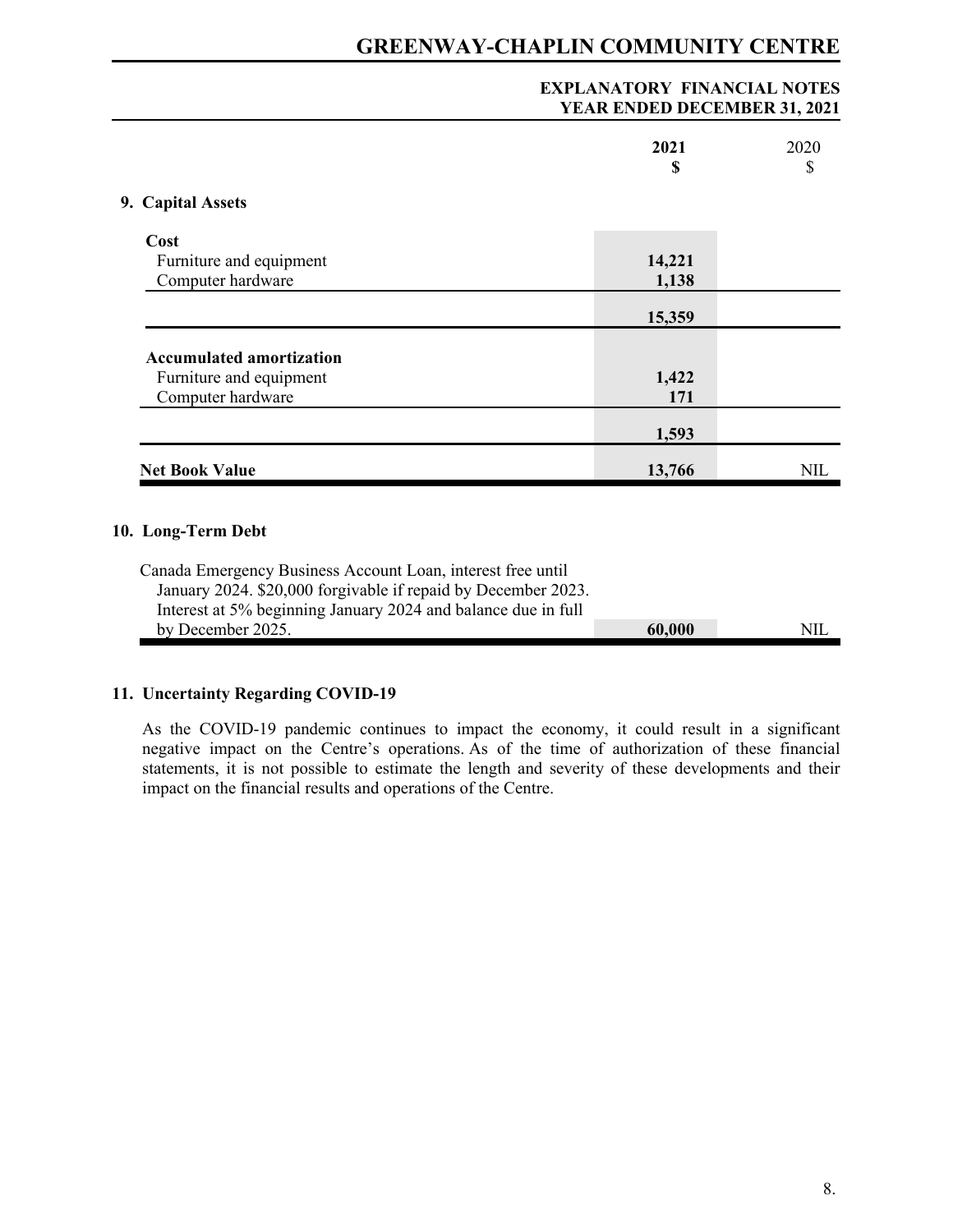# GREENWAY-CHAPLIN COMMUNITY CENTRE

**EXPLANATORY FINANCIAL NOTES**
**YEAR ENDED DECEMBER 31, 2021**

## 9. Capital Assets

| | **2021** **$** | 2020 $ |
|---|---|---|
| **Cost** | | |
| Furniture and equipment | **14,221** | |
| Computer hardware | **1,138** | |
| | **15,359** | |
| **Accumulated amortization** | | |
| Furniture and equipment | **1,422** | |
| Computer hardware | **171** | |
| | **1,593** | |
| **Net Book Value** | **13,766** | NIL |

## 10. Long-Term Debt

| | **2021** **$** | 2020 $ |
|---|---|---|
| Canada Emergency Business Account Loan, interest free until January 2024. $20,000 forgivable if repaid by December 2023. Interest at 5% beginning January 2024 and balance due in full by December 2025. | **60,000** | NIL |

## 11. Uncertainty Regarding COVID-19

As the COVID-19 pandemic continues to impact the economy, it could result in a significant negative impact on the Centre's operations. As of the time of authorization of these financial statements, it is not possible to estimate the length and severity of these developments and their impact on the financial results and operations of the Centre.